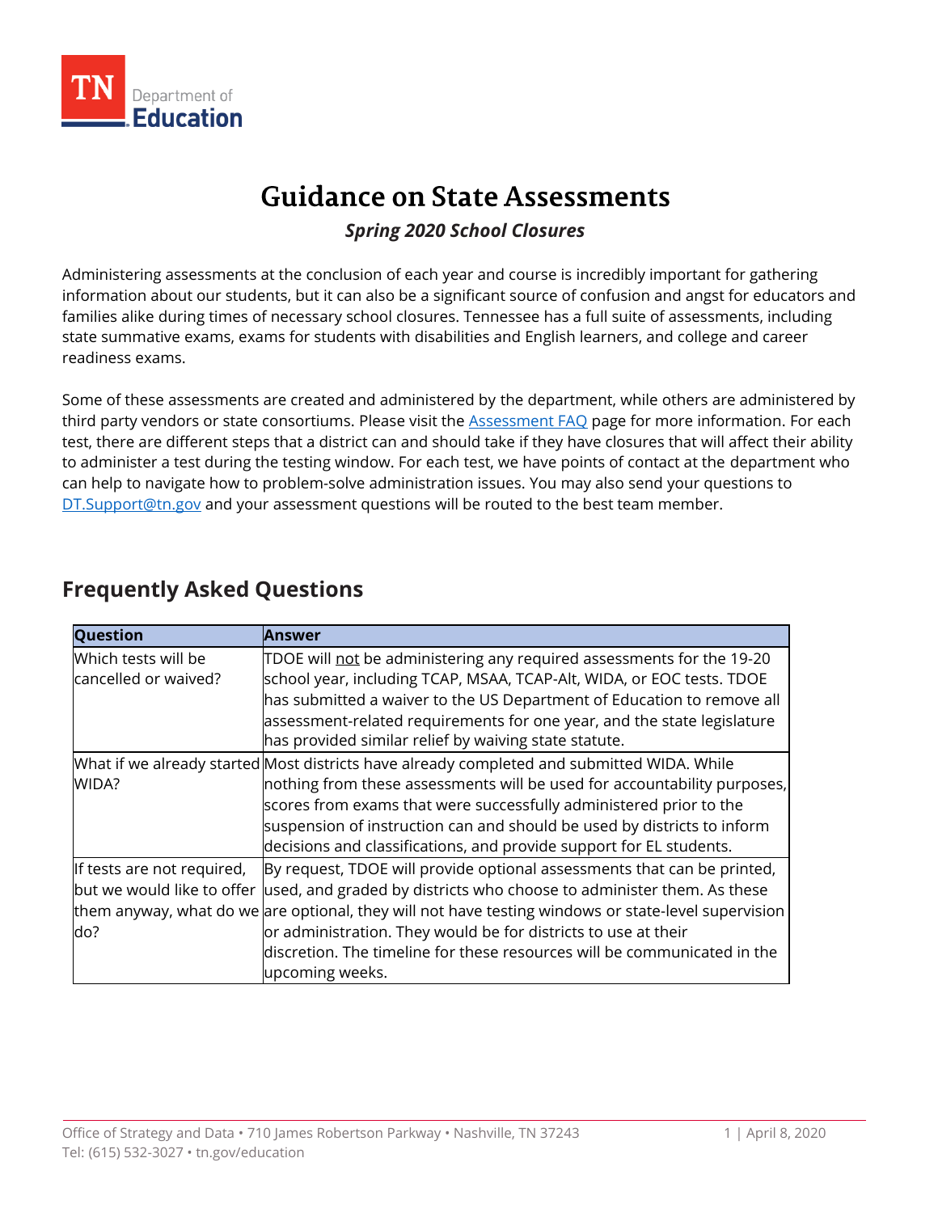# Guidance on State Assessments

***Spring 2020 School Closures***

Administering assessments at the conclusion of each year and course is incredibly important for gathering information about our students, but it can also be a significant source of confusion and angst for educators and families alike during times of necessary school closures. Tennessee has a full suite of assessments, including state summative exams, exams for students with disabilities and English learners, and college and career readiness exams.

Some of these assessments are created and administered by the department, while others are administered by third party vendors or state consortiums. Please visit the Assessment FAQ page for more information. For each test, there are different steps that a district can and should take if they have closures that will affect their ability to administer a test during the testing window. For each test, we have points of contact at the department who can help to navigate how to problem-solve administration issues. You may also send your questions to DT.Support@tn.gov and your assessment questions will be routed to the best team member.

## Frequently Asked Questions

| Question | Answer |
|---|---|
| Which tests will be cancelled or waived? | TDOE will not be administering any required assessments for the 19-20 school year, including TCAP, MSAA, TCAP-Alt, WIDA, or EOC tests. TDOE has submitted a waiver to the US Department of Education to remove all assessment-related requirements for one year, and the state legislature has provided similar relief by waiving state statute. |
| What if we already started WIDA? | Most districts have already completed and submitted WIDA. While nothing from these assessments will be used for accountability purposes, scores from exams that were successfully administered prior to the suspension of instruction can and should be used by districts to inform decisions and classifications, and provide support for EL students. |
| If tests are not required, but we would like to offer them anyway, what do we do? | By request, TDOE will provide optional assessments that can be printed, used, and graded by districts who choose to administer them. As these are optional, they will not have testing windows or state-level supervision or administration. They would be for districts to use at their discretion. The timeline for these resources will be communicated in the upcoming weeks. |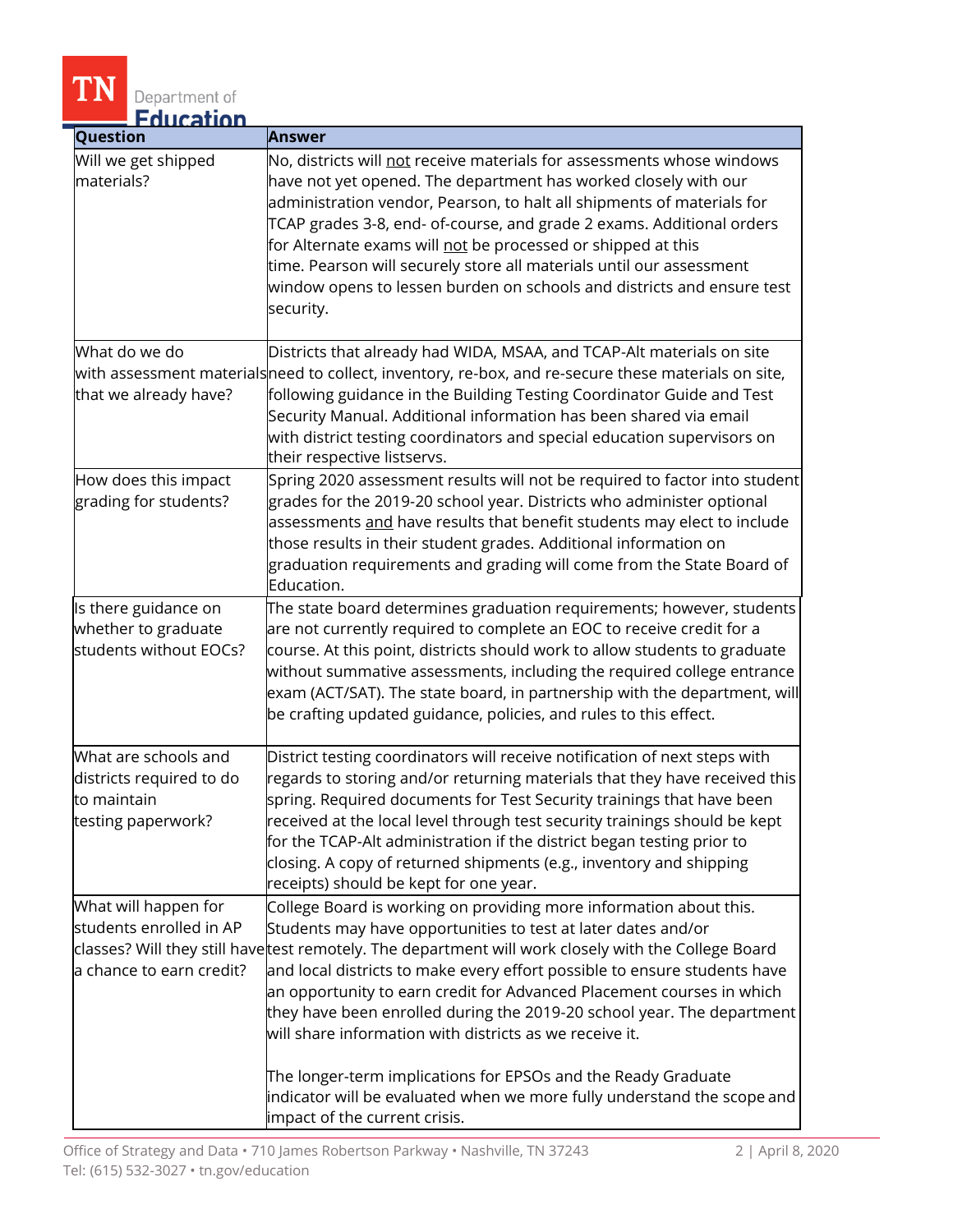| Question | Answer |
|---|---|
| Will we get shipped materials? | No, districts will not receive materials for assessments whose windows have not yet opened. The department has worked closely with our administration vendor, Pearson, to halt all shipments of materials for TCAP grades 3-8, end- of-course, and grade 2 exams. Additional orders for Alternate exams will not be processed or shipped at this time. Pearson will securely store all materials until our assessment window opens to lessen burden on schools and districts and ensure test security. |
| What do we do with assessment materials that we already have? | Districts that already had WIDA, MSAA, and TCAP-Alt materials on site need to collect, inventory, re-box, and re-secure these materials on site, following guidance in the Building Testing Coordinator Guide and Test Security Manual. Additional information has been shared via email with district testing coordinators and special education supervisors on their respective listservs. |
| How does this impact grading for students? | Spring 2020 assessment results will not be required to factor into student grades for the 2019-20 school year. Districts who administer optional assessments and have results that benefit students may elect to include those results in their student grades. Additional information on graduation requirements and grading will come from the State Board of Education. |
| Is there guidance on whether to graduate students without EOCs? | The state board determines graduation requirements; however, students are not currently required to complete an EOC to receive credit for a course. At this point, districts should work to allow students to graduate without summative assessments, including the required college entrance exam (ACT/SAT). The state board, in partnership with the department, will be crafting updated guidance, policies, and rules to this effect. |
| What are schools and districts required to do to maintain testing paperwork? | District testing coordinators will receive notification of next steps with regards to storing and/or returning materials that they have received this spring. Required documents for Test Security trainings that have been received at the local level through test security trainings should be kept for the TCAP-Alt administration if the district began testing prior to closing. A copy of returned shipments (e.g., inventory and shipping receipts) should be kept for one year. |
| What will happen for students enrolled in AP classes? Will they still have a chance to earn credit? | College Board is working on providing more information about this. Students may have opportunities to test at later dates and/or test remotely. The department will work closely with the College Board and local districts to make every effort possible to ensure students have an opportunity to earn credit for Advanced Placement courses in which they have been enrolled during the 2019-20 school year. The department will share information with districts as we receive it.<br><br>The longer-term implications for EPSOs and the Ready Graduate indicator will be evaluated when we more fully understand the scope and impact of the current crisis. |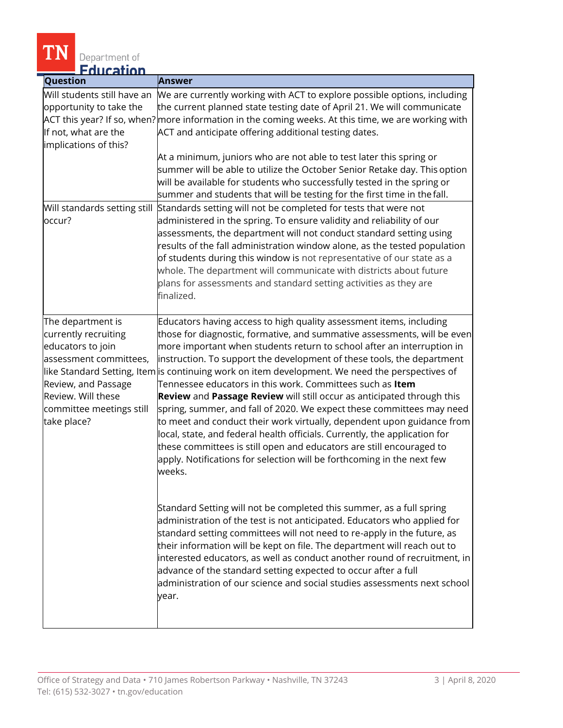| Question | Answer |
|---|---|
| Will students still have an opportunity to take the ACT this year? If so, when? If not, what are the implications of this? | We are currently working with ACT to explore possible options, including the current planned state testing date of April 21. We will communicate more information in the coming weeks. At this time, we are working with ACT and anticipate offering additional testing dates.<br><br>At a minimum, juniors who are not able to test later this spring or summer will be able to utilize the October Senior Retake day. This option will be available for students who successfully tested in the spring or summer and students that will be testing for the first time in the fall. |
| Will standards setting still occur? | Standards setting will not be completed for tests that were not administered in the spring. To ensure validity and reliability of our assessments, the department will not conduct standard setting using results of the fall administration window alone, as the tested population of students during this window is not representative of our state as a whole. The department will communicate with districts about future plans for assessments and standard setting activities as they are finalized. |
| The department is currently recruiting educators to join assessment committees, like Standard Setting, Item Review, and Passage Review. Will these committee meetings still take place? | Educators having access to high quality assessment items, including those for diagnostic, formative, and summative assessments, will be even more important when students return to school after an interruption in instruction. To support the development of these tools, the department is continuing work on item development. We need the perspectives of Tennessee educators in this work. Committees such as **Item Review** and **Passage Review** will still occur as anticipated through this spring, summer, and fall of 2020. We expect these committees may need to meet and conduct their work virtually, dependent upon guidance from local, state, and federal health officials. Currently, the application for these committees is still open and educators are still encouraged to apply. Notifications for selection will be forthcoming in the next few weeks.<br><br>Standard Setting will not be completed this summer, as a full spring administration of the test is not anticipated. Educators who applied for standard setting committees will not need to re-apply in the future, as their information will be kept on file. The department will reach out to interested educators, as well as conduct another round of recruitment, in advance of the standard setting expected to occur after a full administration of our science and social studies assessments next school year. |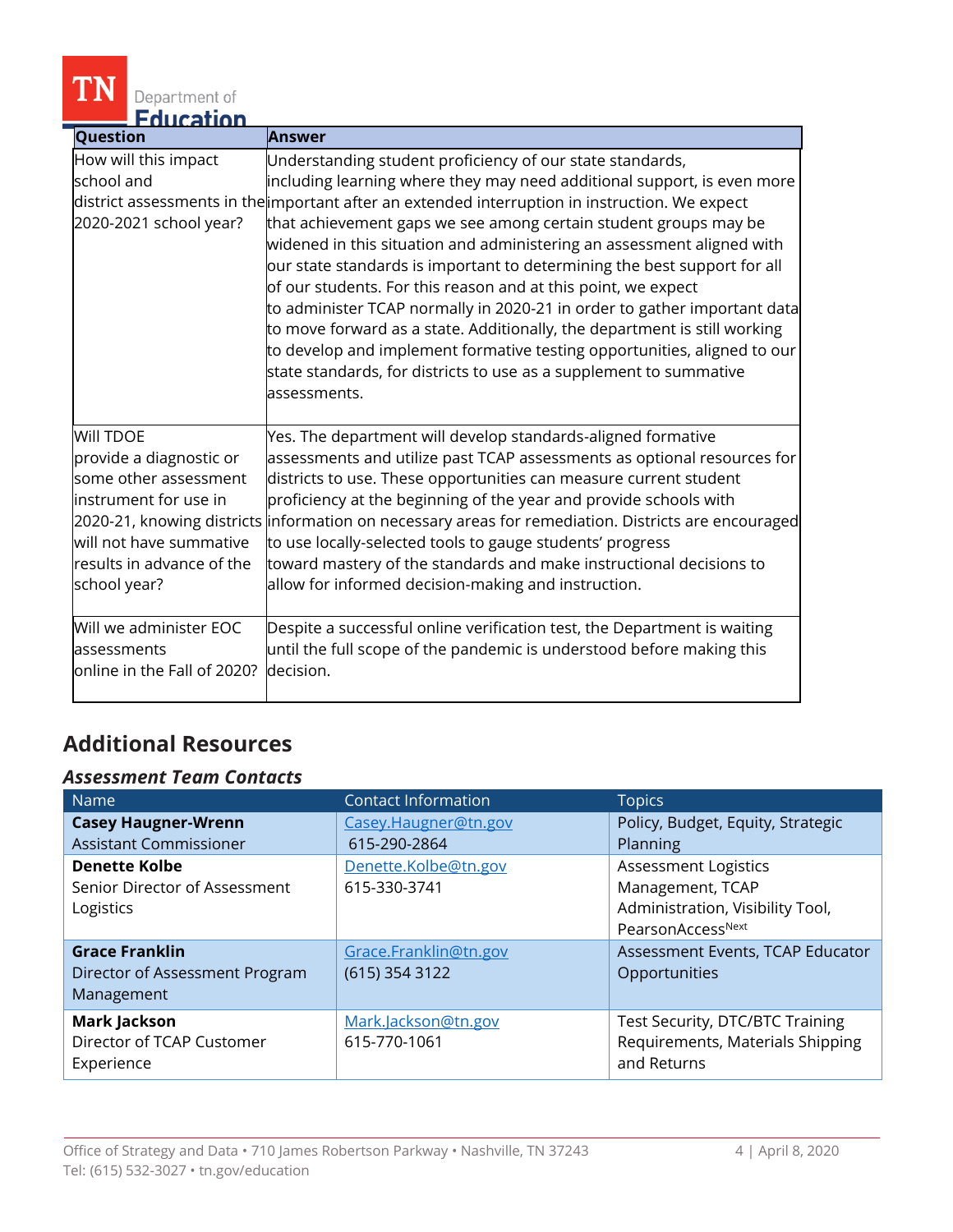| Question | Answer |
|---|---|
| How will this impact school and district assessments in the 2020-2021 school year? | Understanding student proficiency of our state standards, including learning where they may need additional support, is even more important after an extended interruption in instruction. We expect that achievement gaps we see among certain student groups may be widened in this situation and administering an assessment aligned with our state standards is important to determining the best support for all of our students. For this reason and at this point, we expect to administer TCAP normally in 2020-21 in order to gather important data to move forward as a state. Additionally, the department is still working to develop and implement formative testing opportunities, aligned to our state standards, for districts to use as a supplement to summative assessments. |
| Will TDOE provide a diagnostic or some other assessment instrument for use in 2020-21, knowing districts will not have summative results in advance of the school year? | Yes. The department will develop standards-aligned formative assessments and utilize past TCAP assessments as optional resources for districts to use. These opportunities can measure current student proficiency at the beginning of the year and provide schools with information on necessary areas for remediation. Districts are encouraged to use locally-selected tools to gauge students' progress toward mastery of the standards and make instructional decisions to allow for informed decision-making and instruction. |
| Will we administer EOC assessments online in the Fall of 2020? | Despite a successful online verification test, the Department is waiting until the full scope of the pandemic is understood before making this decision. |

## Additional Resources

### *Assessment Team Contacts*

| Name | Contact Information | Topics |
|---|---|---|
| **Casey Haugner-Wrenn**<br>Assistant Commissioner | Casey.Haugner@tn.gov<br>615-290-2864 | Policy, Budget, Equity, Strategic Planning |
| **Denette Kolbe**<br>Senior Director of Assessment Logistics | Denette.Kolbe@tn.gov<br>615-330-3741 | Assessment Logistics Management, TCAP Administration, Visibility Tool, PearsonAccess[Next] |
| **Grace Franklin**<br>Director of Assessment Program Management | Grace.Franklin@tn.gov<br>(615) 354 3122 | Assessment Events, TCAP Educator Opportunities |
| **Mark Jackson**<br>Director of TCAP Customer Experience | Mark.Jackson@tn.gov<br>615-770-1061 | Test Security, DTC/BTC Training Requirements, Materials Shipping and Returns |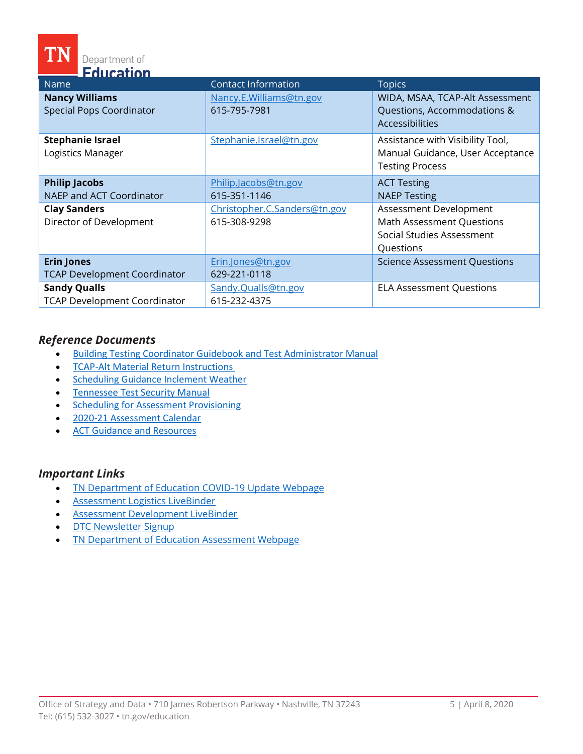| Name | Contact Information | Topics |
|---|---|---|
| **Nancy Williams**<br>Special Pops Coordinator | Nancy.E.Williams@tn.gov<br>615-795-7981 | WIDA, MSAA, TCAP-Alt Assessment Questions, Accommodations & Accessibilities |
| **Stephanie Israel**<br>Logistics Manager | Stephanie.Israel@tn.gov | Assistance with Visibility Tool, Manual Guidance, User Acceptance Testing Process |
| **Philip Jacobs**<br>NAEP and ACT Coordinator | Philip.Jacobs@tn.gov<br>615-351-1146 | ACT Testing<br>NAEP Testing |
| **Clay Sanders**<br>Director of Development | Christopher.C.Sanders@tn.gov<br>615-308-9298 | Assessment Development<br>Math Assessment Questions<br>Social Studies Assessment Questions |
| **Erin Jones**<br>TCAP Development Coordinator | Erin.Jones@tn.gov<br>629-221-0118 | Science Assessment Questions |
| **Sandy Qualls**<br>TCAP Development Coordinator | Sandy.Qualls@tn.gov<br>615-232-4375 | ELA Assessment Questions |

### *Reference Documents*

- Building Testing Coordinator Guidebook and Test Administrator Manual
- TCAP-Alt Material Return Instructions
- Scheduling Guidance Inclement Weather
- Tennessee Test Security Manual
- Scheduling for Assessment Provisioning
- 2020-21 Assessment Calendar
- ACT Guidance and Resources

### *Important Links*

- TN Department of Education COVID-19 Update Webpage
- Assessment Logistics LiveBinder
- Assessment Development LiveBinder
- DTC Newsletter Signup
- TN Department of Education Assessment Webpage